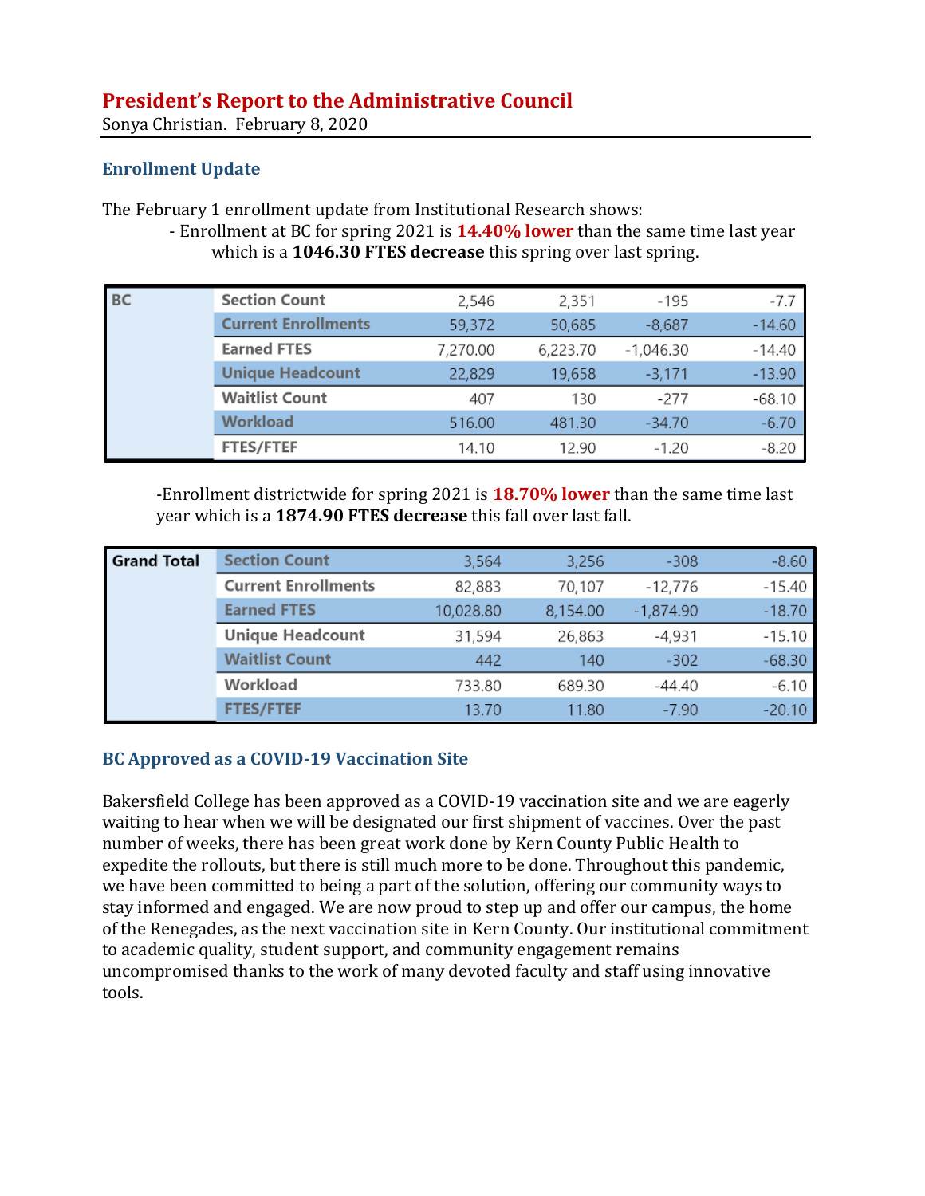# President's Report to the Administrative Council

Sonya Christian. February 8, 2020

## Enrollment Update

The February 1 enrollment update from Institutional Research shows:

- Enrollment at BC for spring 2021 is **14.40% lower** than the same time last year which is a **1046.30 FTES decrease** this spring over last spring.

| BC | | | | | |
|---|---|---|---|---|---|
| | Section Count | 2,546 | 2,351 | -195 | -7.7 |
| | Current Enrollments | 59,372 | 50,685 | -8,687 | -14.60 |
| | Earned FTES | 7,270.00 | 6,223.70 | -1,046.30 | -14.40 |
| | Unique Headcount | 22,829 | 19,658 | -3,171 | -13.90 |
| | Waitlist Count | 407 | 130 | -277 | -68.10 |
| | Workload | 516.00 | 481.30 | -34.70 | -6.70 |
| | FTES/FTEF | 14.10 | 12.90 | -1.20 | -8.20 |

-Enrollment districtwide for spring 2021 is **18.70% lower** than the same time last year which is a **1874.90 FTES decrease** this fall over last fall.

| Grand Total | | | | | |
|---|---|---|---|---|---|
| | Section Count | 3,564 | 3,256 | -308 | -8.60 |
| | Current Enrollments | 82,883 | 70,107 | -12,776 | -15.40 |
| | Earned FTES | 10,028.80 | 8,154.00 | -1,874.90 | -18.70 |
| | Unique Headcount | 31,594 | 26,863 | -4,931 | -15.10 |
| | Waitlist Count | 442 | 140 | -302 | -68.30 |
| | Workload | 733.80 | 689.30 | -44.40 | -6.10 |
| | FTES/FTEF | 13.70 | 11.80 | -7.90 | -20.10 |

## BC Approved as a COVID-19 Vaccination Site

Bakersfield College has been approved as a COVID-19 vaccination site and we are eagerly waiting to hear when we will be designated our first shipment of vaccines. Over the past number of weeks, there has been great work done by Kern County Public Health to expedite the rollouts, but there is still much more to be done. Throughout this pandemic, we have been committed to being a part of the solution, offering our community ways to stay informed and engaged. We are now proud to step up and offer our campus, the home of the Renegades, as the next vaccination site in Kern County. Our institutional commitment to academic quality, student support, and community engagement remains uncompromised thanks to the work of many devoted faculty and staff using innovative tools.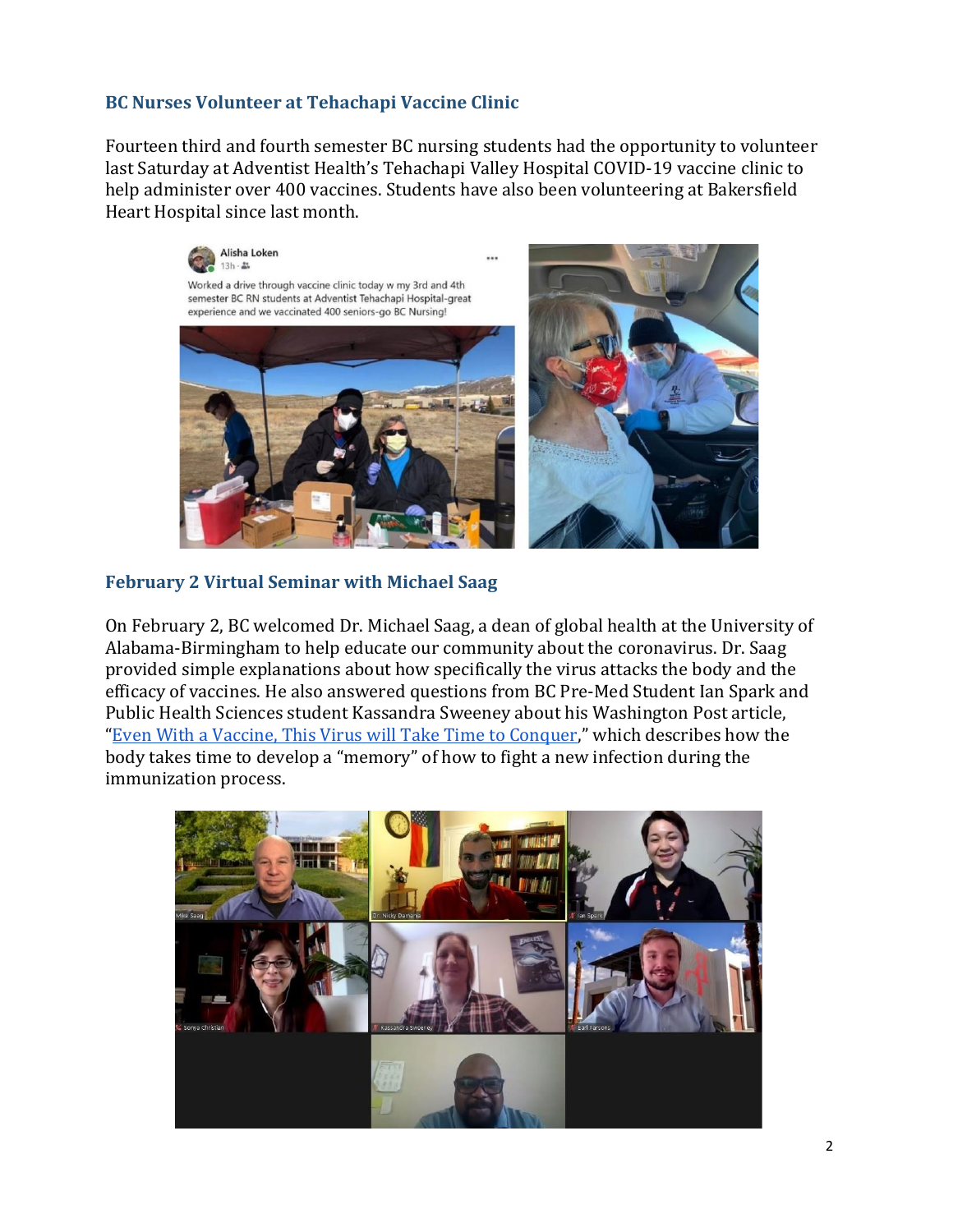## BC Nurses Volunteer at Tehachapi Vaccine Clinic

Fourteen third and fourth semester BC nursing students had the opportunity to volunteer last Saturday at Adventist Health's Tehachapi Valley Hospital COVID-19 vaccine clinic to help administer over 400 vaccines. Students have also been volunteering at Bakersfield Heart Hospital since last month.

## February 2 Virtual Seminar with Michael Saag

On February 2, BC welcomed Dr. Michael Saag, a dean of global health at the University of Alabama-Birmingham to help educate our community about the coronavirus. Dr. Saag provided simple explanations about how specifically the virus attacks the body and the efficacy of vaccines. He also answered questions from BC Pre-Med Student Ian Spark and Public Health Sciences student Kassandra Sweeney about his Washington Post article, "Even With a Vaccine, This Virus will Take Time to Conquer," which describes how the body takes time to develop a "memory" of how to fight a new infection during the immunization process.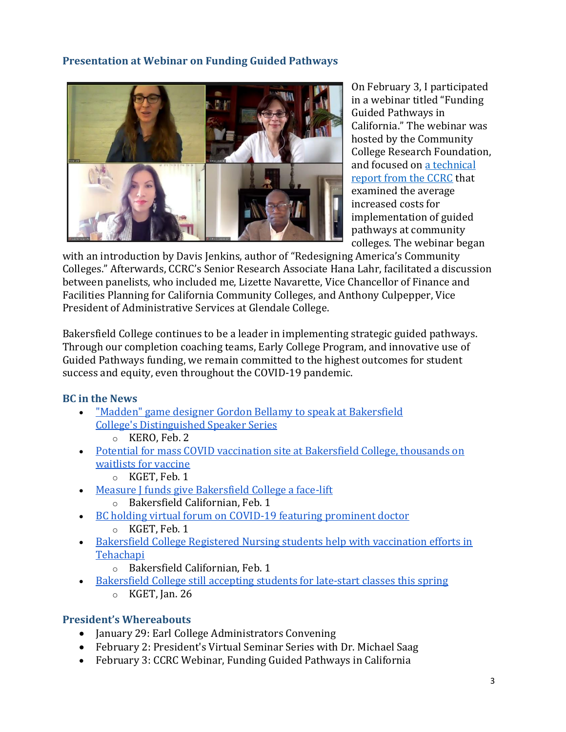### Presentation at Webinar on Funding Guided Pathways

On February 3, I participated in a webinar titled "Funding Guided Pathways in California." The webinar was hosted by the Community College Research Foundation, and focused on a technical report from the CCRC that examined the average increased costs for implementation of guided pathways at community colleges. The webinar began with an introduction by Davis Jenkins, author of "Redesigning America's Community Colleges." Afterwards, CCRC's Senior Research Associate Hana Lahr, facilitated a discussion between panelists, who included me, Lizette Navarette, Vice Chancellor of Finance and Facilities Planning for California Community Colleges, and Anthony Culpepper, Vice President of Administrative Services at Glendale College.

Bakersfield College continues to be a leader in implementing strategic guided pathways. Through our completion coaching teams, Early College Program, and innovative use of Guided Pathways funding, we remain committed to the highest outcomes for student success and equity, even throughout the COVID-19 pandemic.

### BC in the News

- "Madden" game designer Gordon Bellamy to speak at Bakersfield College's Distinguished Speaker Series
  - KERO, Feb. 2
- Potential for mass COVID vaccination site at Bakersfield College, thousands on waitlists for vaccine
  - KGET, Feb. 1
- Measure J funds give Bakersfield College a face-lift
  - Bakersfield Californian, Feb. 1
- BC holding virtual forum on COVID-19 featuring prominent doctor
  - KGET, Feb. 1
- Bakersfield College Registered Nursing students help with vaccination efforts in Tehachapi
  - Bakersfield Californian, Feb. 1
- Bakersfield College still accepting students for late-start classes this spring
  - KGET, Jan. 26

### President's Whereabouts

- January 29: Earl College Administrators Convening
- February 2: President's Virtual Seminar Series with Dr. Michael Saag
- February 3: CCRC Webinar, Funding Guided Pathways in California